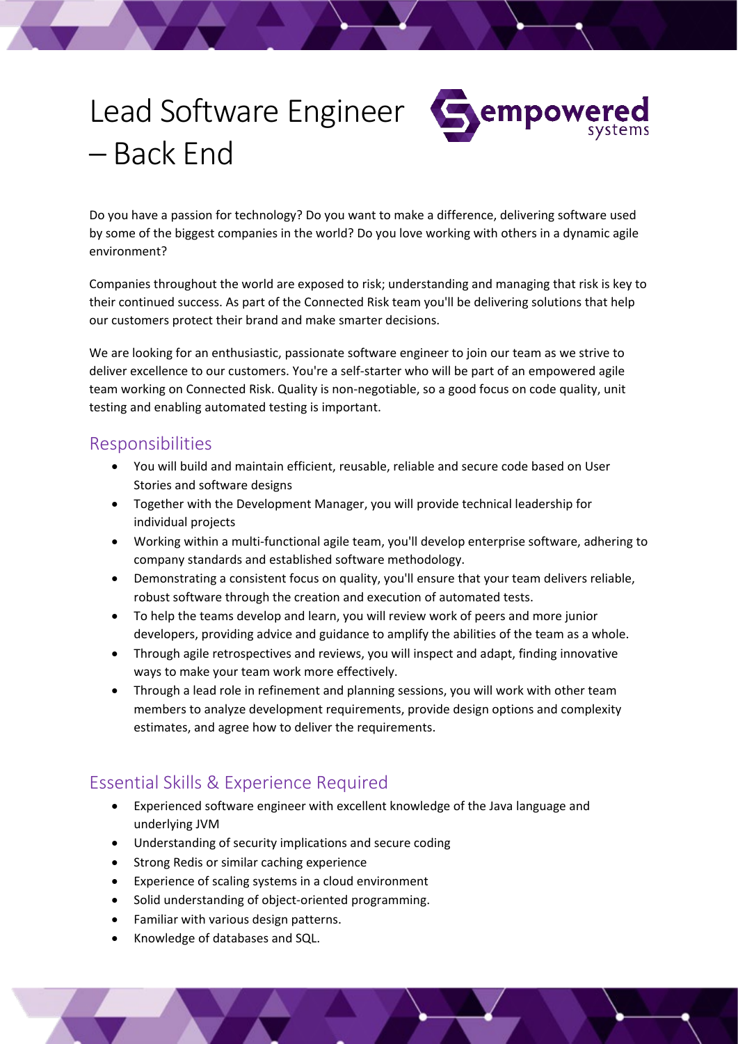# Lead Software Engineer – Back End

Do you have a passion for technology? Do you want to make a difference, delivering software used by some of the biggest companies in the world? Do you love working with others in a dynamic agile environment?

Companies throughout the world are exposed to risk; understanding and managing that risk is key to their continued success. As part of the Connected Risk team you'll be delivering solutions that help our customers protect their brand and make smarter decisions.

We are looking for an enthusiastic, passionate software engineer to join our team as we strive to deliver excellence to our customers. You're a self-starter who will be part of an empowered agile team working on Connected Risk. Quality is non-negotiable, so a good focus on code quality, unit testing and enabling automated testing is important.

## Responsibilities

- You will build and maintain efficient, reusable, reliable and secure code based on User Stories and software designs
- Together with the Development Manager, you will provide technical leadership for individual projects
- Working within a multi-functional agile team, you'll develop enterprise software, adhering to company standards and established software methodology.
- Demonstrating a consistent focus on quality, you'll ensure that your team delivers reliable, robust software through the creation and execution of automated tests.
- To help the teams develop and learn, you will review work of peers and more junior developers, providing advice and guidance to amplify the abilities of the team as a whole.
- Through agile retrospectives and reviews, you will inspect and adapt, finding innovative ways to make your team work more effectively.
- Through a lead role in refinement and planning sessions, you will work with other team members to analyze development requirements, provide design options and complexity estimates, and agree how to deliver the requirements.

## Essential Skills & Experience Required

- Experienced software engineer with excellent knowledge of the Java language and underlying JVM
- Understanding of security implications and secure coding
- Strong Redis or similar caching experience
- Experience of scaling systems in a cloud environment
- Solid understanding of object-oriented programming.
- Familiar with various design patterns.
- Knowledge of databases and SQL.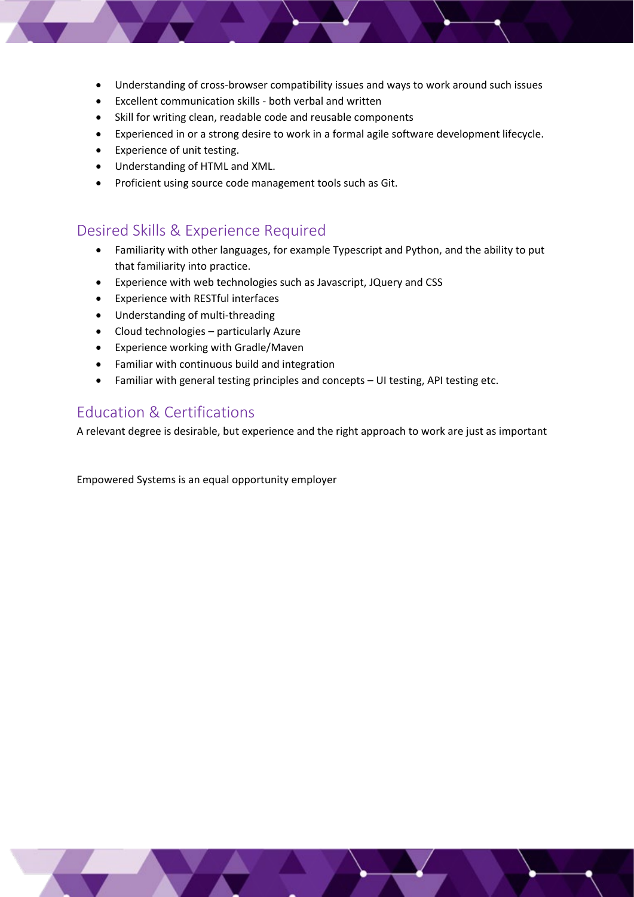- Understanding of cross-browser compatibility issues and ways to work around such issues
- Excellent communication skills - both verbal and written
- Skill for writing clean, readable code and reusable components
- Experienced in or a strong desire to work in a formal agile software development lifecycle.
- Experience of unit testing.
- Understanding of HTML and XML.
- Proficient using source code management tools such as Git.

## Desired Skills & Experience Required

- Familiarity with other languages, for example Typescript and Python, and the ability to put that familiarity into practice.
- Experience with web technologies such as Javascript, JQuery and CSS
- Experience with RESTful interfaces
- Understanding of multi-threading
- Cloud technologies – particularly Azure
- Experience working with Gradle/Maven
- Familiar with continuous build and integration
- Familiar with general testing principles and concepts – UI testing, API testing etc.

## Education & Certifications

A relevant degree is desirable, but experience and the right approach to work are just as important

Empowered Systems is an equal opportunity employer